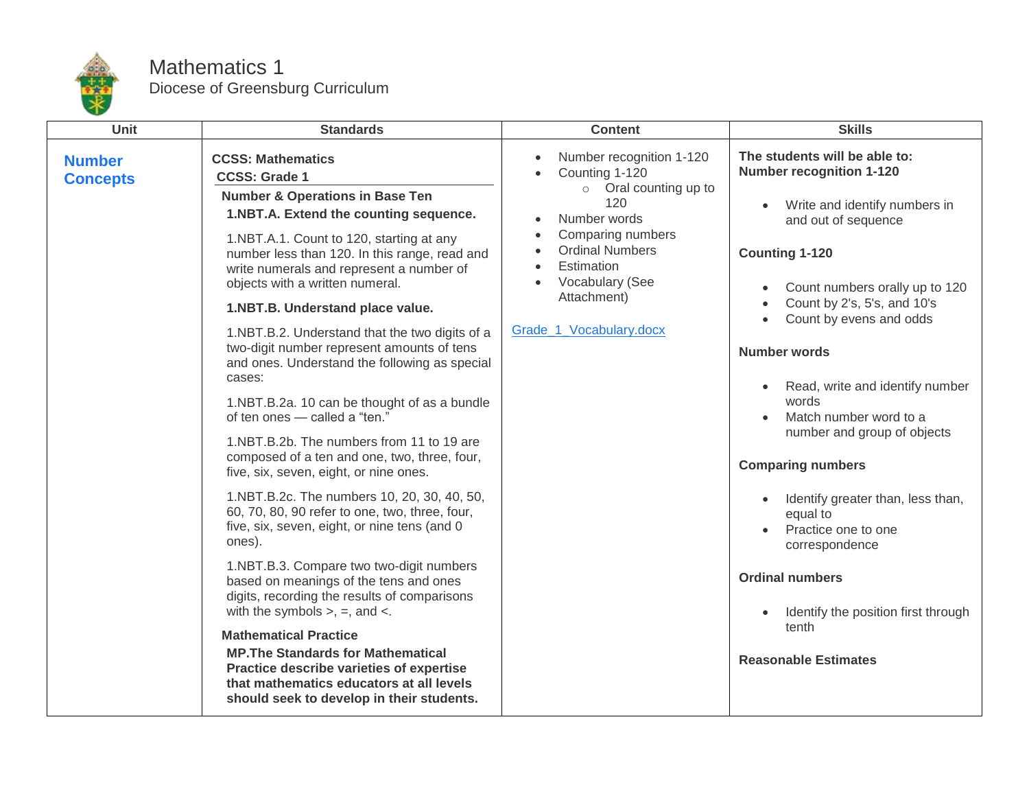# Mathematics 1

Diocese of Greensburg Curriculum

| Unit | Standards | Content | Skills |
|---|---|---|---|
| **Number Concepts** | **CCSS: Mathematics**<br>**CCSS: Grade 1**<br>**Number & Operations in Base Ten**<br>**1.NBT.A. Extend the counting sequence.**<br>1.NBT.A.1. Count to 120, starting at any number less than 120. In this range, read and write numerals and represent a number of objects with a written numeral.<br>**1.NBT.B. Understand place value.**<br>1.NBT.B.2. Understand that the two digits of a two-digit number represent amounts of tens and ones. Understand the following as special cases:<br>1.NBT.B.2a. 10 can be thought of as a bundle of ten ones — called a "ten."<br>1.NBT.B.2b. The numbers from 11 to 19 are composed of a ten and one, two, three, four, five, six, seven, eight, or nine ones.<br>1.NBT.B.2c. The numbers 10, 20, 30, 40, 50, 60, 70, 80, 90 refer to one, two, three, four, five, six, seven, eight, or nine tens (and 0 ones).<br>1.NBT.B.3. Compare two two-digit numbers based on meanings of the tens and ones digits, recording the results of comparisons with the symbols >, =, and <.<br>**Mathematical Practice**<br>**MP.The Standards for Mathematical Practice describe varieties of expertise that mathematics educators at all levels should seek to develop in their students.** | • Number recognition 1-120<br>• Counting 1-120<br>  ○ Oral counting up to 120<br>• Number words<br>• Comparing numbers<br>• Ordinal Numbers<br>• Estimation<br>• Vocabulary (See Attachment)<br><br>Grade_1_Vocabulary.docx | **The students will be able to:**<br>**Number recognition 1-120**<br>• Write and identify numbers in and out of sequence<br>**Counting 1-120**<br>• Count numbers orally up to 120<br>• Count by 2's, 5's, and 10's<br>• Count by evens and odds<br>**Number words**<br>• Read, write and identify number words<br>• Match number word to a number and group of objects<br>**Comparing numbers**<br>• Identify greater than, less than, equal to<br>• Practice one to one correspondence<br>**Ordinal numbers**<br>• Identify the position first through tenth<br>**Reasonable Estimates** |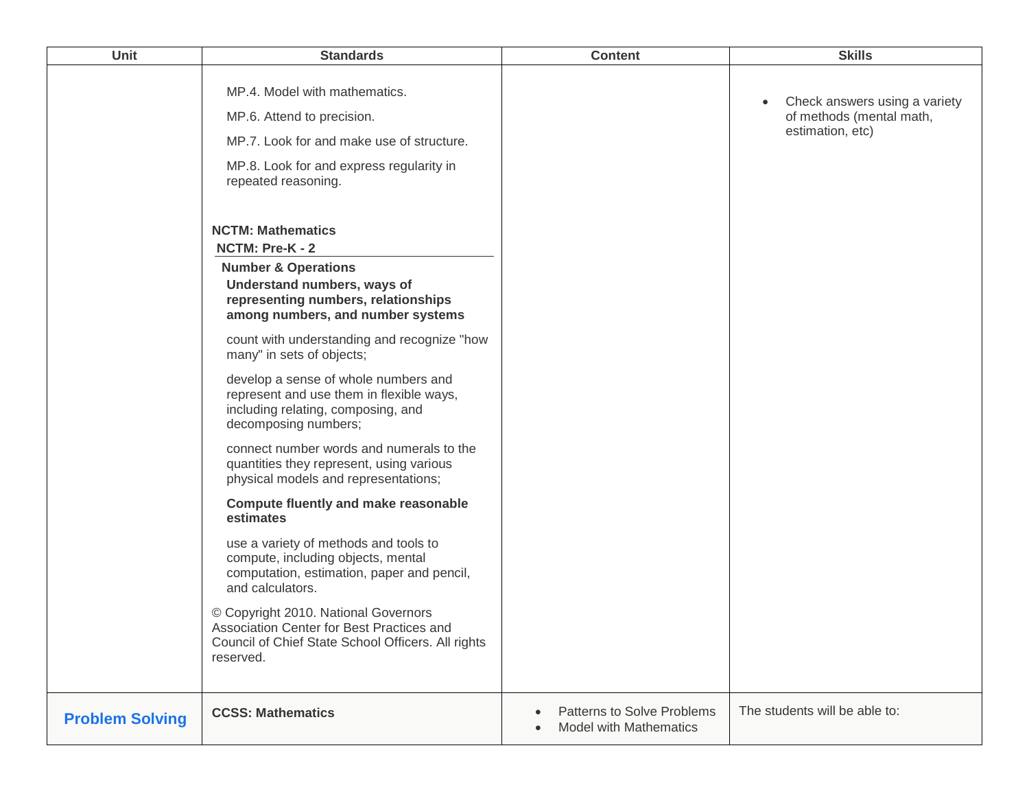| Unit | Standards | Content | Skills |
|---|---|---|---|
| | MP.4. Model with mathematics.<br><br>MP.6. Attend to precision.<br><br>MP.7. Look for and make use of structure.<br><br>MP.8. Look for and express regularity in repeated reasoning.<br><br>**NCTM: Mathematics**<br>**NCTM: Pre-K - 2**<br>**Number & Operations**<br>**Understand numbers, ways of representing numbers, relationships among numbers, and number systems**<br><br>count with understanding and recognize "how many" in sets of objects;<br><br>develop a sense of whole numbers and represent and use them in flexible ways, including relating, composing, and decomposing numbers;<br><br>connect number words and numerals to the quantities they represent, using various physical models and representations;<br><br>**Compute fluently and make reasonable estimates**<br><br>use a variety of methods and tools to compute, including objects, mental computation, estimation, paper and pencil, and calculators.<br><br>© Copyright 2010. National Governors Association Center for Best Practices and Council of Chief State School Officers. All rights reserved. | | • Check answers using a variety of methods (mental math, estimation, etc) |
| **Problem Solving** | **CCSS: Mathematics** | • Patterns to Solve Problems<br>• Model with Mathematics | The students will be able to: |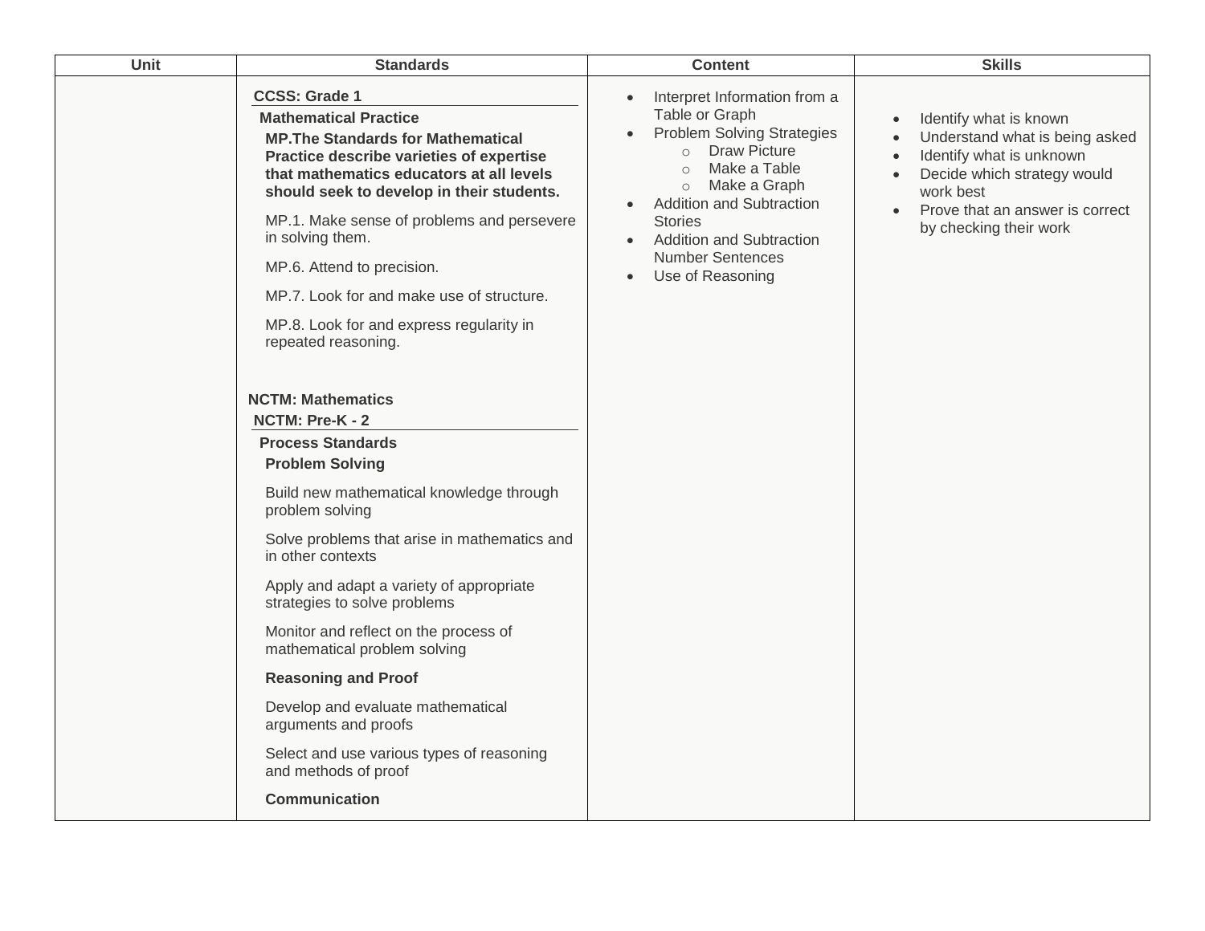| Unit | Standards | Content | Skills |
| --- | --- | --- | --- |
| | **CCSS: Grade 1**<br>**Mathematical Practice**<br>**MP.The Standards for Mathematical Practice describe varieties of expertise that mathematics educators at all levels should seek to develop in their students.**<br>MP.1. Make sense of problems and persevere in solving them.<br>MP.6. Attend to precision.<br>MP.7. Look for and make use of structure.<br>MP.8. Look for and express regularity in repeated reasoning.<br><br>**NCTM: Mathematics**<br>**NCTM: Pre-K - 2**<br>**Process Standards**<br>**Problem Solving**<br>Build new mathematical knowledge through problem solving<br>Solve problems that arise in mathematics and in other contexts<br>Apply and adapt a variety of appropriate strategies to solve problems<br>Monitor and reflect on the process of mathematical problem solving<br>**Reasoning and Proof**<br>Develop and evaluate mathematical arguments and proofs<br>Select and use various types of reasoning and methods of proof<br>**Communication** | • Interpret Information from a Table or Graph<br>• Problem Solving Strategies<br>  ○ Draw Picture<br>  ○ Make a Table<br>  ○ Make a Graph<br>• Addition and Subtraction Stories<br>• Addition and Subtraction Number Sentences<br>• Use of Reasoning | • Identify what is known<br>• Understand what is being asked<br>• Identify what is unknown<br>• Decide which strategy would work best<br>• Prove that an answer is correct by checking their work |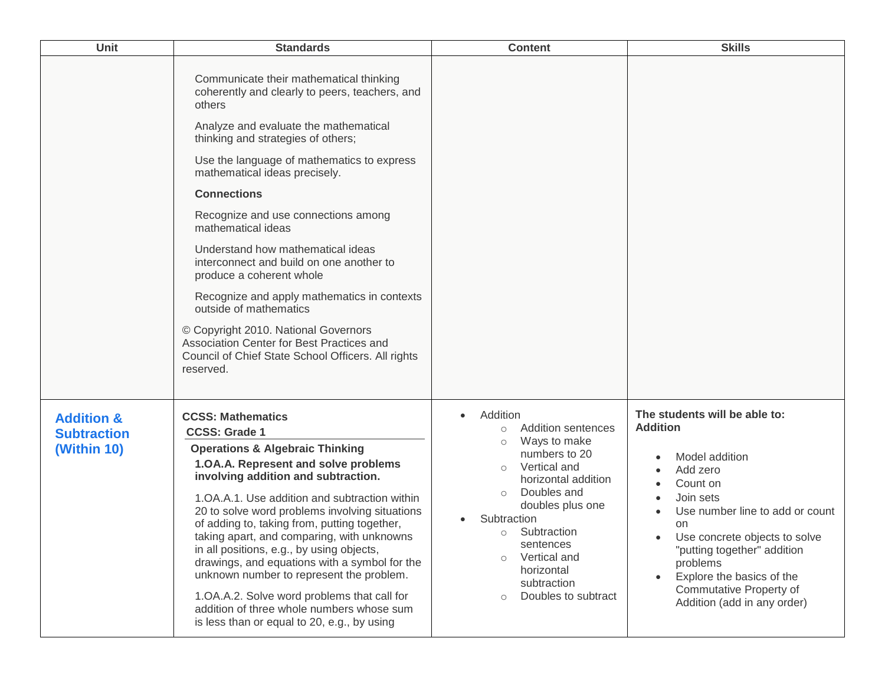| Unit | Standards | Content | Skills |
|---|---|---|---|
| | Communicate their mathematical thinking coherently and clearly to peers, teachers, and others<br><br>Analyze and evaluate the mathematical thinking and strategies of others;<br><br>Use the language of mathematics to express mathematical ideas precisely.<br><br>**Connections**<br><br>Recognize and use connections among mathematical ideas<br><br>Understand how mathematical ideas interconnect and build on one another to produce a coherent whole<br><br>Recognize and apply mathematics in contexts outside of mathematics<br><br>© Copyright 2010. National Governors Association Center for Best Practices and Council of Chief State School Officers. All rights reserved. | | |
| **Addition & Subtraction (Within 10)** | **CCSS: Mathematics**<br>**CCSS: Grade 1**<br>**Operations & Algebraic Thinking**<br>**1.OA.A. Represent and solve problems involving addition and subtraction.**<br><br>1.OA.A.1. Use addition and subtraction within 20 to solve word problems involving situations of adding to, taking from, putting together, taking apart, and comparing, with unknowns in all positions, e.g., by using objects, drawings, and equations with a symbol for the unknown number to represent the problem.<br><br>1.OA.A.2. Solve word problems that call for addition of three whole numbers whose sum is less than or equal to 20, e.g., by using | • Addition<br>&nbsp;&nbsp;◦ Addition sentences<br>&nbsp;&nbsp;◦ Ways to make numbers to 20<br>&nbsp;&nbsp;◦ Vertical and horizontal addition<br>&nbsp;&nbsp;◦ Doubles and doubles plus one<br>• Subtraction<br>&nbsp;&nbsp;◦ Subtraction sentences<br>&nbsp;&nbsp;◦ Vertical and horizontal subtraction<br>&nbsp;&nbsp;◦ Doubles to subtract | **The students will be able to:**<br>**Addition**<br><br>• Model addition<br>• Add zero<br>• Count on<br>• Join sets<br>• Use number line to add or count on<br>• Use concrete objects to solve "putting together" addition problems<br>• Explore the basics of the Commutative Property of Addition (add in any order) |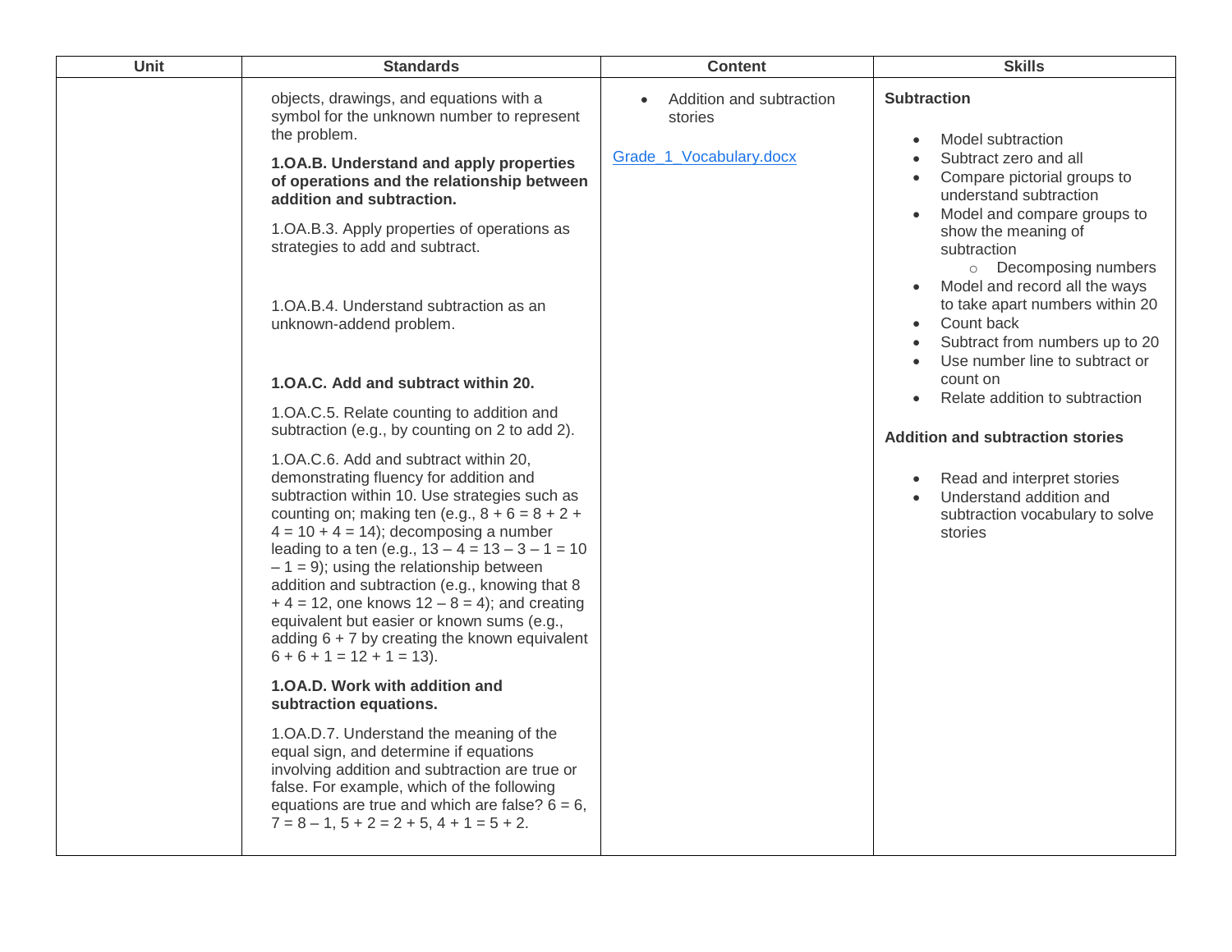| Unit | Standards | Content | Skills |
| --- | --- | --- | --- |
| | objects, drawings, and equations with a symbol for the unknown number to represent the problem.<br><br>**1.OA.B. Understand and apply properties of operations and the relationship between addition and subtraction.**<br><br>1.OA.B.3. Apply properties of operations as strategies to add and subtract.<br><br>1.OA.B.4. Understand subtraction as an unknown-addend problem.<br><br>**1.OA.C. Add and subtract within 20.**<br><br>1.OA.C.5. Relate counting to addition and subtraction (e.g., by counting on 2 to add 2).<br><br>1.OA.C.6. Add and subtract within 20, demonstrating fluency for addition and subtraction within 10. Use strategies such as counting on; making ten (e.g., 8 + 6 = 8 + 2 + 4 = 10 + 4 = 14); decomposing a number leading to a ten (e.g., 13 – 4 = 13 – 3 – 1 = 10 – 1 = 9); using the relationship between addition and subtraction (e.g., knowing that 8 + 4 = 12, one knows 12 – 8 = 4); and creating equivalent but easier or known sums (e.g., adding 6 + 7 by creating the known equivalent 6 + 6 + 1 = 12 + 1 = 13).<br><br>**1.OA.D. Work with addition and subtraction equations.**<br><br>1.OA.D.7. Understand the meaning of the equal sign, and determine if equations involving addition and subtraction are true or false. For example, which of the following equations are true and which are false? 6 = 6, 7 = 8 – 1, 5 + 2 = 2 + 5, 4 + 1 = 5 + 2. | • Addition and subtraction stories<br><br>Grade_1_Vocabulary.docx | **Subtraction**<br><br>• Model subtraction<br>• Subtract zero and all<br>• Compare pictorial groups to understand subtraction<br>• Model and compare groups to show the meaning of subtraction<br>&nbsp;&nbsp;&nbsp;&nbsp;○ Decomposing numbers<br>• Model and record all the ways to take apart numbers within 20<br>• Count back<br>• Subtract from numbers up to 20<br>• Use number line to subtract or count on<br>• Relate addition to subtraction<br><br>**Addition and subtraction stories**<br><br>• Read and interpret stories<br>• Understand addition and subtraction vocabulary to solve stories |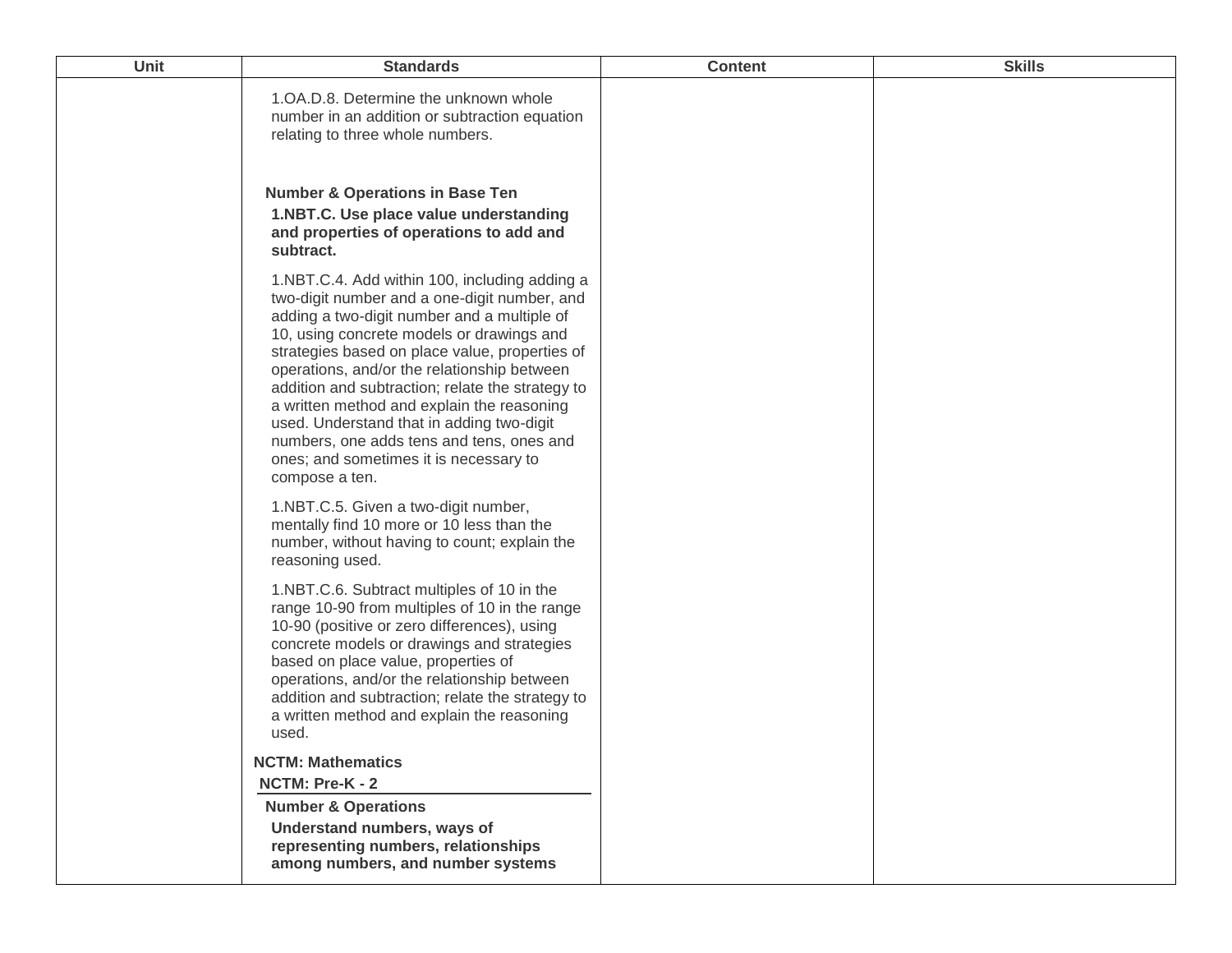| Unit | Standards | Content | Skills |
| --- | --- | --- | --- |
| | 1.OA.D.8. Determine the unknown whole number in an addition or subtraction equation relating to three whole numbers.<br><br>**Number & Operations in Base Ten**<br>**1.NBT.C. Use place value understanding and properties of operations to add and subtract.**<br><br>1.NBT.C.4. Add within 100, including adding a two-digit number and a one-digit number, and adding a two-digit number and a multiple of 10, using concrete models or drawings and strategies based on place value, properties of operations, and/or the relationship between addition and subtraction; relate the strategy to a written method and explain the reasoning used. Understand that in adding two-digit numbers, one adds tens and tens, ones and ones; and sometimes it is necessary to compose a ten.<br><br>1.NBT.C.5. Given a two-digit number, mentally find 10 more or 10 less than the number, without having to count; explain the reasoning used.<br><br>1.NBT.C.6. Subtract multiples of 10 in the range 10-90 from multiples of 10 in the range 10-90 (positive or zero differences), using concrete models or drawings and strategies based on place value, properties of operations, and/or the relationship between addition and subtraction; relate the strategy to a written method and explain the reasoning used.<br><br>**NCTM: Mathematics**<br>**NCTM: Pre-K - 2**<br>**Number & Operations**<br>**Understand numbers, ways of representing numbers, relationships among numbers, and number systems** | | |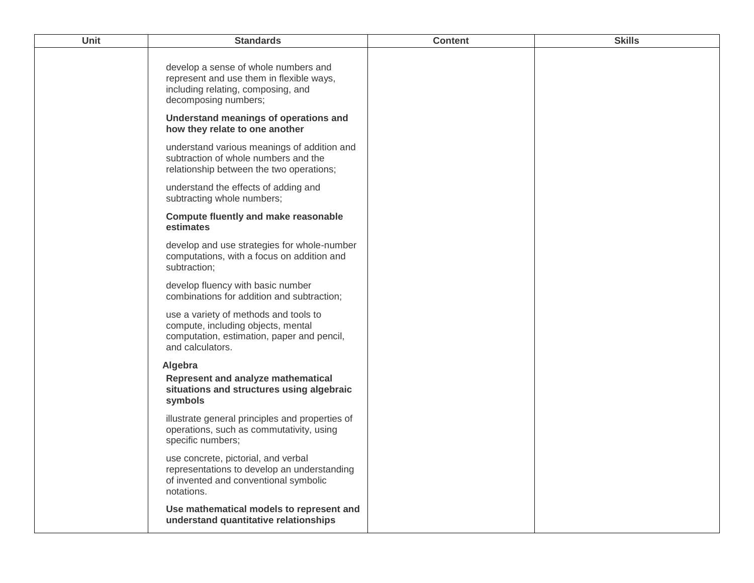| Unit | Standards | Content | Skills |
| --- | --- | --- | --- |
| | develop a sense of whole numbers and represent and use them in flexible ways, including relating, composing, and decomposing numbers;<br><br>**Understand meanings of operations and how they relate to one another**<br><br>understand various meanings of addition and subtraction of whole numbers and the relationship between the two operations;<br><br>understand the effects of adding and subtracting whole numbers;<br><br>**Compute fluently and make reasonable estimates**<br><br>develop and use strategies for whole-number computations, with a focus on addition and subtraction;<br><br>develop fluency with basic number combinations for addition and subtraction;<br><br>use a variety of methods and tools to compute, including objects, mental computation, estimation, paper and pencil, and calculators.<br><br>**Algebra**<br>**Represent and analyze mathematical situations and structures using algebraic symbols**<br><br>illustrate general principles and properties of operations, such as commutativity, using specific numbers;<br><br>use concrete, pictorial, and verbal representations to develop an understanding of invented and conventional symbolic notations.<br><br>**Use mathematical models to represent and understand quantitative relationships** | | |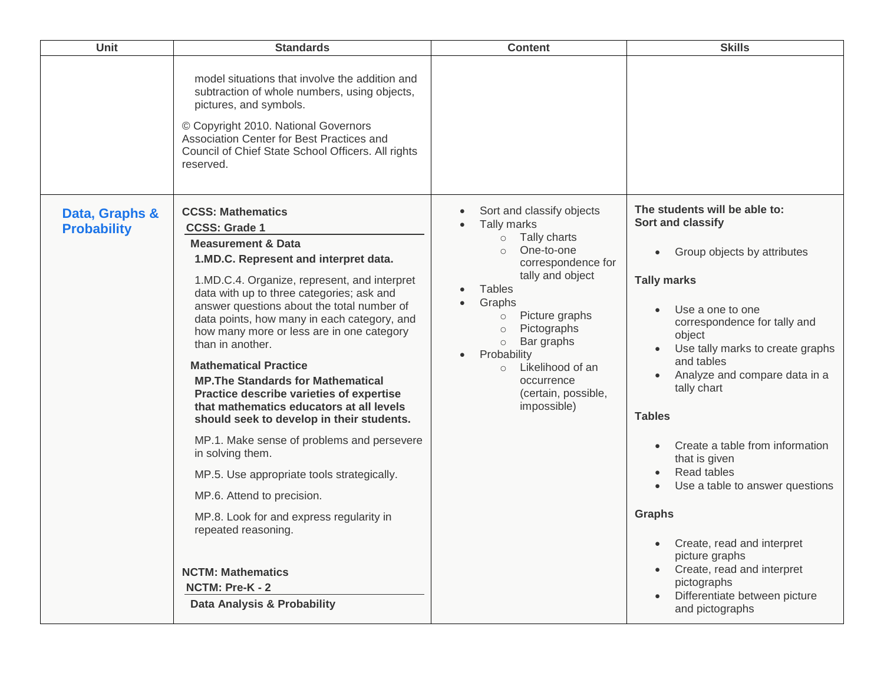| Unit | Standards | Content | Skills |
|---|---|---|---|
| | model situations that involve the addition and subtraction of whole numbers, using objects, pictures, and symbols.<br><br>© Copyright 2010. National Governors Association Center for Best Practices and Council of Chief State School Officers. All rights reserved. | | |
| **Data, Graphs & Probability** | **CCSS: Mathematics**<br>**CCSS: Grade 1**<br>**Measurement & Data**<br>**1.MD.C. Represent and interpret data.**<br><br>1.MD.C.4. Organize, represent, and interpret data with up to three categories; ask and answer questions about the total number of data points, how many in each category, and how many more or less are in one category than in another.<br><br>**Mathematical Practice**<br>**MP.The Standards for Mathematical Practice describe varieties of expertise that mathematics educators at all levels should seek to develop in their students.**<br><br>MP.1. Make sense of problems and persevere in solving them.<br><br>MP.5. Use appropriate tools strategically.<br><br>MP.6. Attend to precision.<br><br>MP.8. Look for and express regularity in repeated reasoning.<br><br>**NCTM: Mathematics**<br>**NCTM: Pre-K - 2**<br>**Data Analysis & Probability** | • Sort and classify objects<br>• Tally marks<br>&nbsp;&nbsp;○ Tally charts<br>&nbsp;&nbsp;○ One-to-one correspondence for tally and object<br>• Tables<br>• Graphs<br>&nbsp;&nbsp;○ Picture graphs<br>&nbsp;&nbsp;○ Pictographs<br>&nbsp;&nbsp;○ Bar graphs<br>• Probability<br>&nbsp;&nbsp;○ Likelihood of an occurrence (certain, possible, impossible) | **The students will be able to:**<br>**Sort and classify**<br>• Group objects by attributes<br><br>**Tally marks**<br>• Use a one to one correspondence for tally and object<br>• Use tally marks to create graphs and tables<br>• Analyze and compare data in a tally chart<br><br>**Tables**<br>• Create a table from information that is given<br>• Read tables<br>• Use a table to answer questions<br><br>**Graphs**<br>• Create, read and interpret picture graphs<br>• Create, read and interpret pictographs<br>• Differentiate between picture and pictographs |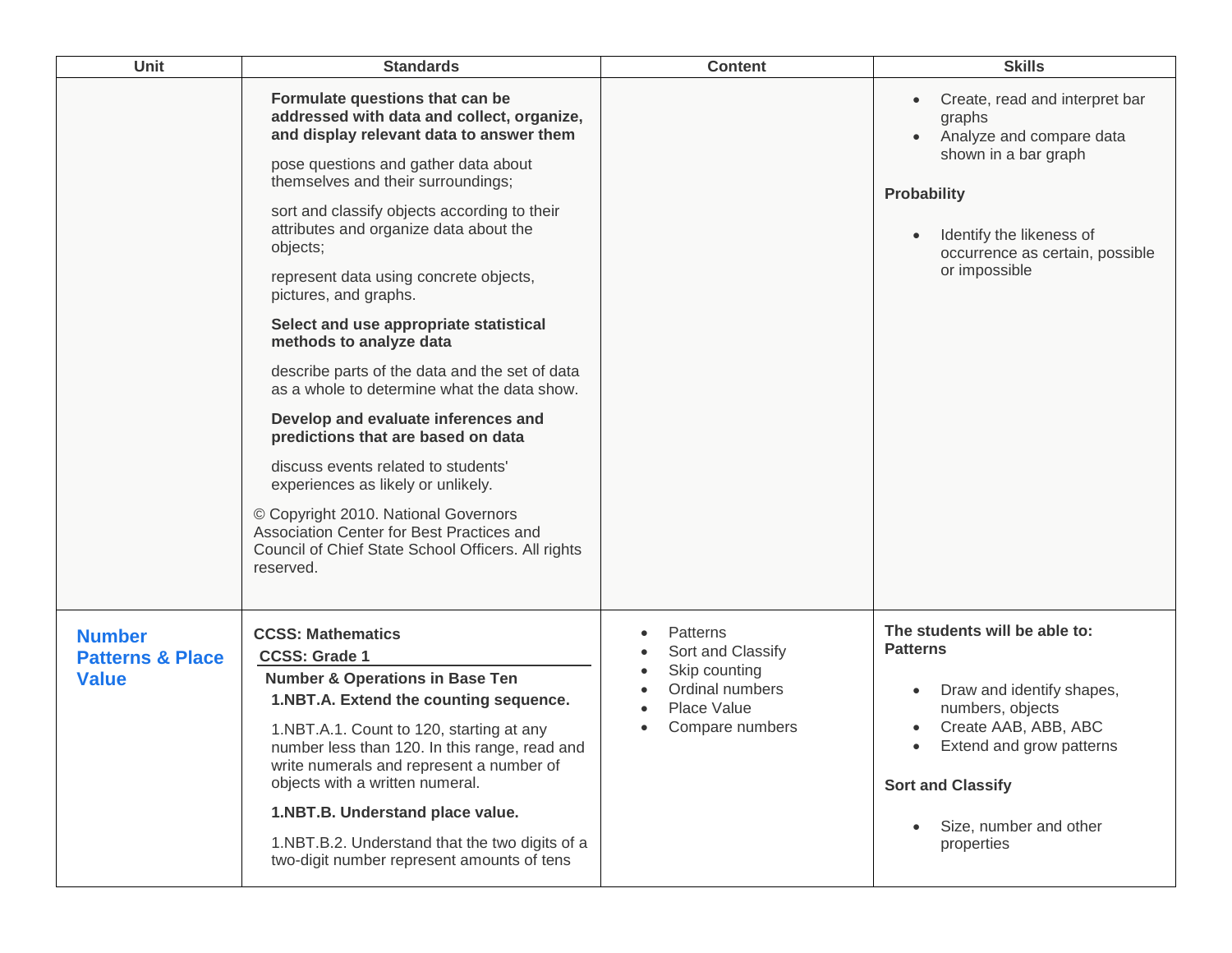| Unit | Standards | Content | Skills |
| --- | --- | --- | --- |
| | **Formulate questions that can be addressed with data and collect, organize, and display relevant data to answer them**<br><br>pose questions and gather data about themselves and their surroundings;<br><br>sort and classify objects according to their attributes and organize data about the objects;<br><br>represent data using concrete objects, pictures, and graphs.<br><br>**Select and use appropriate statistical methods to analyze data**<br><br>describe parts of the data and the set of data as a whole to determine what the data show.<br><br>**Develop and evaluate inferences and predictions that are based on data**<br><br>discuss events related to students' experiences as likely or unlikely.<br><br>© Copyright 2010. National Governors Association Center for Best Practices and Council of Chief State School Officers. All rights reserved. | | • Create, read and interpret bar graphs<br>• Analyze and compare data shown in a bar graph<br><br>**Probability**<br><br>• Identify the likeness of occurrence as certain, possible or impossible |
| **Number Patterns & Place Value** | **CCSS: Mathematics**<br>**CCSS: Grade 1**<br>**Number & Operations in Base Ten**<br>**1.NBT.A. Extend the counting sequence.**<br><br>1.NBT.A.1. Count to 120, starting at any number less than 120. In this range, read and write numerals and represent a number of objects with a written numeral.<br><br>**1.NBT.B. Understand place value.**<br><br>1.NBT.B.2. Understand that the two digits of a two-digit number represent amounts of tens | • Patterns<br>• Sort and Classify<br>• Skip counting<br>• Ordinal numbers<br>• Place Value<br>• Compare numbers | **The students will be able to:**<br>**Patterns**<br><br>• Draw and identify shapes, numbers, objects<br>• Create AAB, ABB, ABC<br>• Extend and grow patterns<br><br>**Sort and Classify**<br><br>• Size, number and other properties |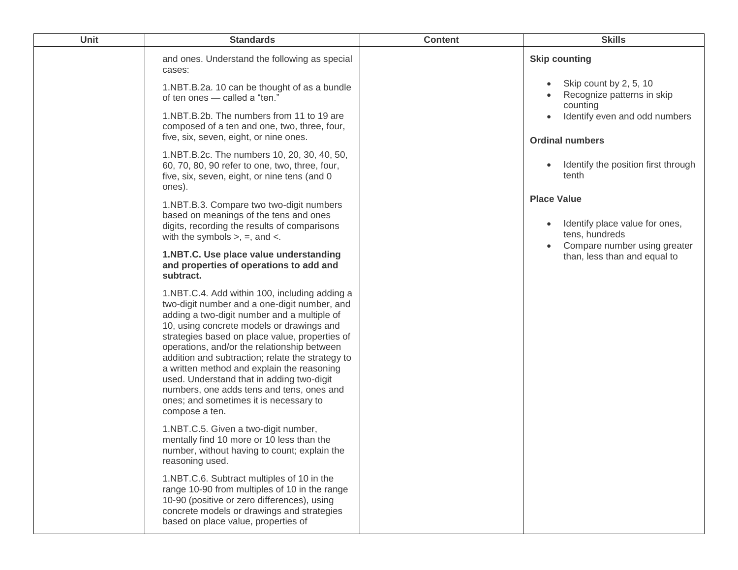| Unit | Standards | Content | Skills |
|---|---|---|---|
| | and ones. Understand the following as special cases:<br><br>1.NBT.B.2a. 10 can be thought of as a bundle of ten ones — called a “ten.”<br><br>1.NBT.B.2b. The numbers from 11 to 19 are composed of a ten and one, two, three, four, five, six, seven, eight, or nine ones.<br><br>1.NBT.B.2c. The numbers 10, 20, 30, 40, 50, 60, 70, 80, 90 refer to one, two, three, four, five, six, seven, eight, or nine tens (and 0 ones).<br><br>1.NBT.B.3. Compare two two-digit numbers based on meanings of the tens and ones digits, recording the results of comparisons with the symbols >, =, and <.<br><br>**1.NBT.C. Use place value understanding and properties of operations to add and subtract.**<br><br>1.NBT.C.4. Add within 100, including adding a two-digit number and a one-digit number, and adding a two-digit number and a multiple of 10, using concrete models or drawings and strategies based on place value, properties of operations, and/or the relationship between addition and subtraction; relate the strategy to a written method and explain the reasoning used. Understand that in adding two-digit numbers, one adds tens and tens, ones and ones; and sometimes it is necessary to compose a ten.<br><br>1.NBT.C.5. Given a two-digit number, mentally find 10 more or 10 less than the number, without having to count; explain the reasoning used.<br><br>1.NBT.C.6. Subtract multiples of 10 in the range 10-90 from multiples of 10 in the range 10-90 (positive or zero differences), using concrete models or drawings and strategies based on place value, properties of | | **Skip counting**<br><br>• Skip count by 2, 5, 10<br>• Recognize patterns in skip counting<br>• Identify even and odd numbers<br><br>**Ordinal numbers**<br><br>• Identify the position first through tenth<br><br>**Place Value**<br><br>• Identify place value for ones, tens, hundreds<br>• Compare number using greater than, less than and equal to |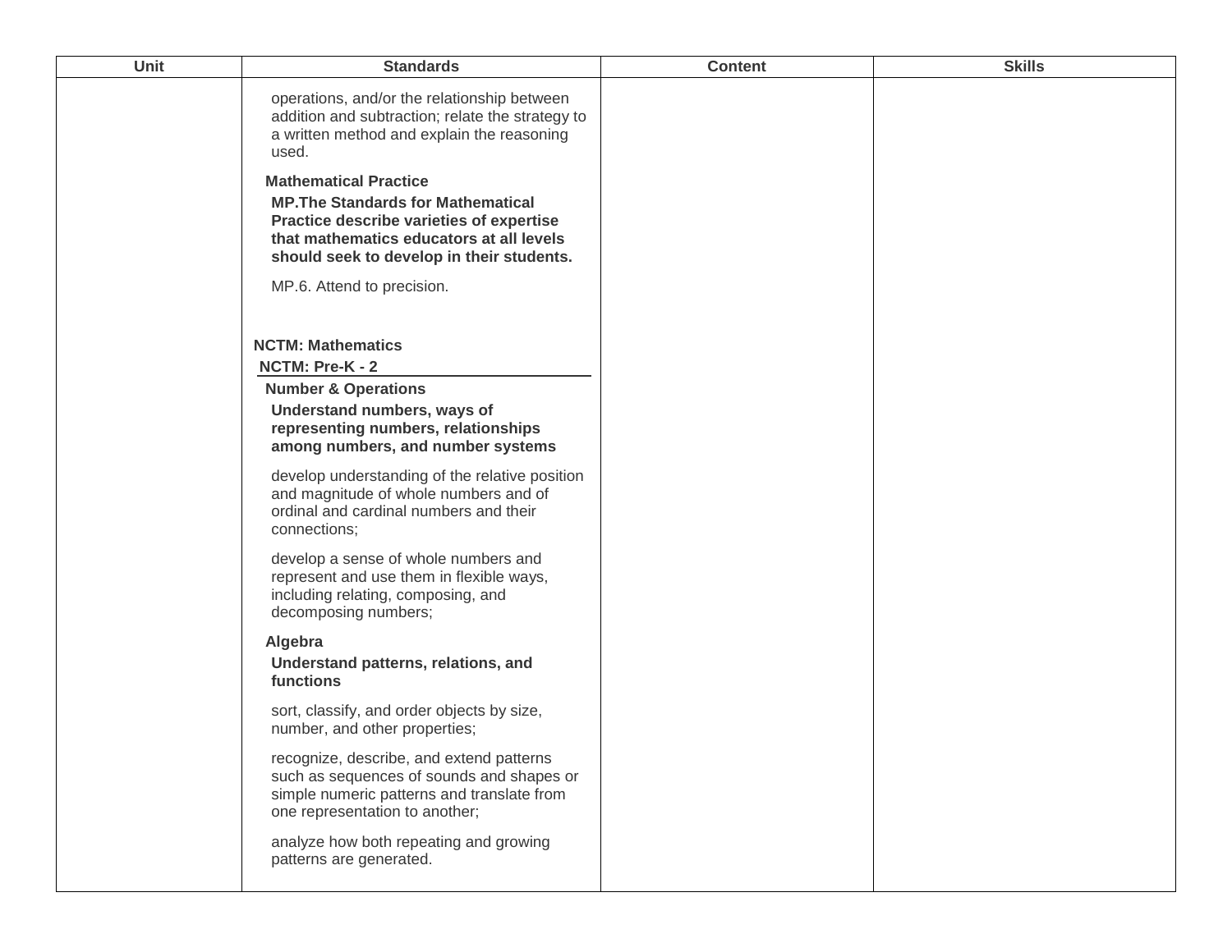| Unit | Standards | Content | Skills |
|---|---|---|---|
| | operations, and/or the relationship between addition and subtraction; relate the strategy to a written method and explain the reasoning used.<br><br>**Mathematical Practice**<br>**MP.The Standards for Mathematical Practice describe varieties of expertise that mathematics educators at all levels should seek to develop in their students.**<br><br>MP.6. Attend to precision.<br><br>**NCTM: Mathematics**<br>**NCTM: Pre-K - 2**<br>**Number & Operations**<br>**Understand numbers, ways of representing numbers, relationships among numbers, and number systems**<br><br>develop understanding of the relative position and magnitude of whole numbers and of ordinal and cardinal numbers and their connections;<br><br>develop a sense of whole numbers and represent and use them in flexible ways, including relating, composing, and decomposing numbers;<br><br>**Algebra**<br>**Understand patterns, relations, and functions**<br><br>sort, classify, and order objects by size, number, and other properties;<br><br>recognize, describe, and extend patterns such as sequences of sounds and shapes or simple numeric patterns and translate from one representation to another;<br><br>analyze how both repeating and growing patterns are generated. | | |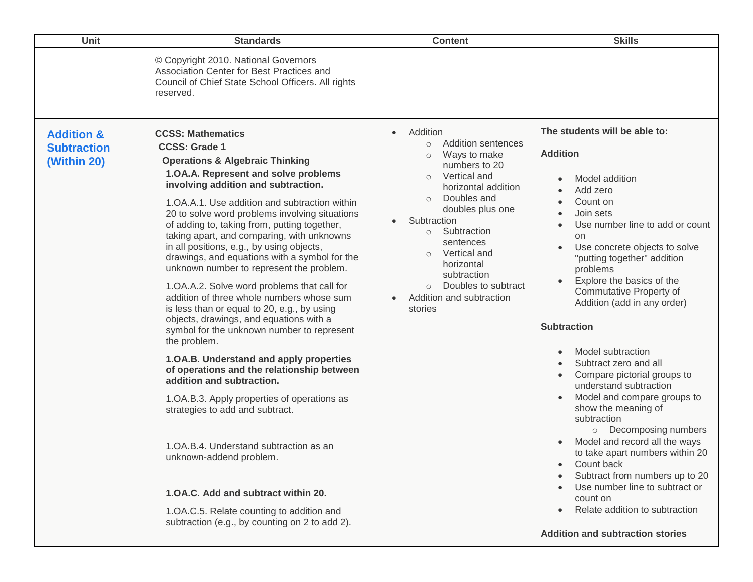| Unit | Standards | Content | Skills |
|---|---|---|---|
| | © Copyright 2010. National Governors Association Center for Best Practices and Council of Chief State School Officers. All rights reserved. | | |
| **Addition & Subtraction (Within 20)** | **CCSS: Mathematics**<br>**CCSS: Grade 1**<br>**Operations & Algebraic Thinking**<br>**1.OA.A. Represent and solve problems involving addition and subtraction.**<br>1.OA.A.1. Use addition and subtraction within 20 to solve word problems involving situations of adding to, taking from, putting together, taking apart, and comparing, with unknowns in all positions, e.g., by using objects, drawings, and equations with a symbol for the unknown number to represent the problem.<br>1.OA.A.2. Solve word problems that call for addition of three whole numbers whose sum is less than or equal to 20, e.g., by using objects, drawings, and equations with a symbol for the unknown number to represent the problem.<br>**1.OA.B. Understand and apply properties of operations and the relationship between addition and subtraction.**<br>1.OA.B.3. Apply properties of operations as strategies to add and subtract.<br>1.OA.B.4. Understand subtraction as an unknown-addend problem.<br>**1.OA.C. Add and subtract within 20.**<br>1.OA.C.5. Relate counting to addition and subtraction (e.g., by counting on 2 to add 2). | • Addition<br>○ Addition sentences<br>○ Ways to make numbers to 20<br>○ Vertical and horizontal addition<br>○ Doubles and doubles plus one<br>• Subtraction<br>○ Subtraction sentences<br>○ Vertical and horizontal subtraction<br>○ Doubles to subtract<br>• Addition and subtraction stories | **The students will be able to:**<br>**Addition**<br>• Model addition<br>• Add zero<br>• Count on<br>• Join sets<br>• Use number line to add or count on<br>• Use concrete objects to solve "putting together" addition problems<br>• Explore the basics of the Commutative Property of Addition (add in any order)<br>**Subtraction**<br>• Model subtraction<br>• Subtract zero and all<br>• Compare pictorial groups to understand subtraction<br>• Model and compare groups to show the meaning of subtraction<br>○ Decomposing numbers<br>• Model and record all the ways to take apart numbers within 20<br>• Count back<br>• Subtract from numbers up to 20<br>• Use number line to subtract or count on<br>• Relate addition to subtraction<br>**Addition and subtraction stories** |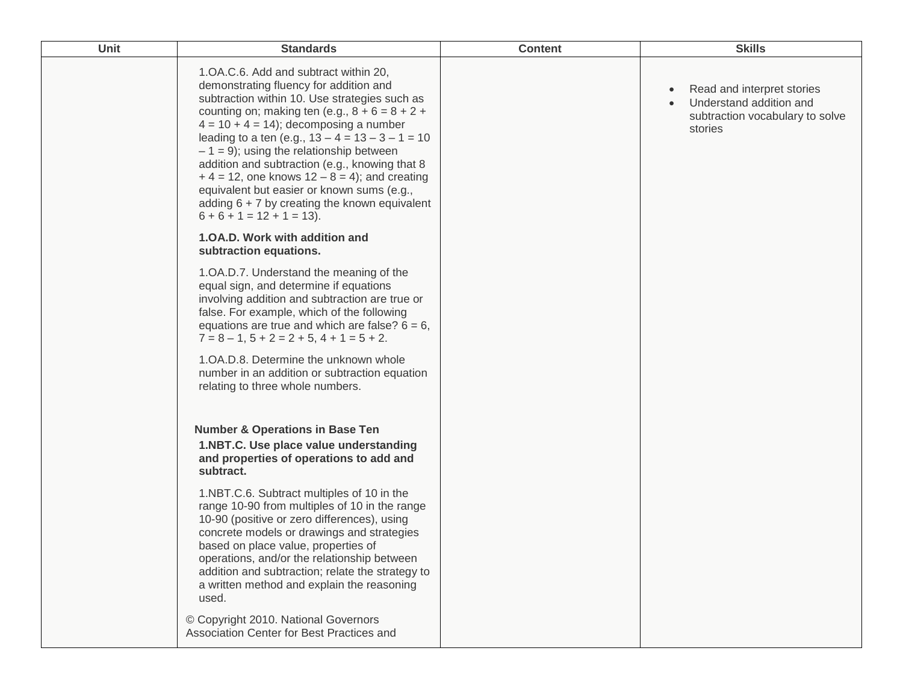| Unit | Standards | Content | Skills |
|---|---|---|---|
| | 1.OA.C.6. Add and subtract within 20, demonstrating fluency for addition and subtraction within 10. Use strategies such as counting on; making ten (e.g., $8 + 6 = 8 + 2 + 4 = 10 + 4 = 14$); decomposing a number leading to a ten (e.g., $13 – 4 = 13 – 3 – 1 = 10 – 1 = 9$); using the relationship between addition and subtraction (e.g., knowing that $8 + 4 = 12$, one knows $12 – 8 = 4$); and creating equivalent but easier or known sums (e.g., adding $6 + 7$ by creating the known equivalent $6 + 6 + 1 = 12 + 1 = 13$).<br><br>**1.OA.D. Work with addition and subtraction equations.**<br><br>1.OA.D.7. Understand the meaning of the equal sign, and determine if equations involving addition and subtraction are true or false. For example, which of the following equations are true and which are false? $6 = 6$, $7 = 8 – 1$, $5 + 2 = 2 + 5$, $4 + 1 = 5 + 2$.<br><br>1.OA.D.8. Determine the unknown whole number in an addition or subtraction equation relating to three whole numbers.<br><br>**Number & Operations in Base Ten**<br>**1.NBT.C. Use place value understanding and properties of operations to add and subtract.**<br><br>1.NBT.C.6. Subtract multiples of 10 in the range 10-90 from multiples of 10 in the range 10-90 (positive or zero differences), using concrete models or drawings and strategies based on place value, properties of operations, and/or the relationship between addition and subtraction; relate the strategy to a written method and explain the reasoning used.<br><br>© Copyright 2010. National Governors Association Center for Best Practices and | | • Read and interpret stories<br>• Understand addition and subtraction vocabulary to solve stories |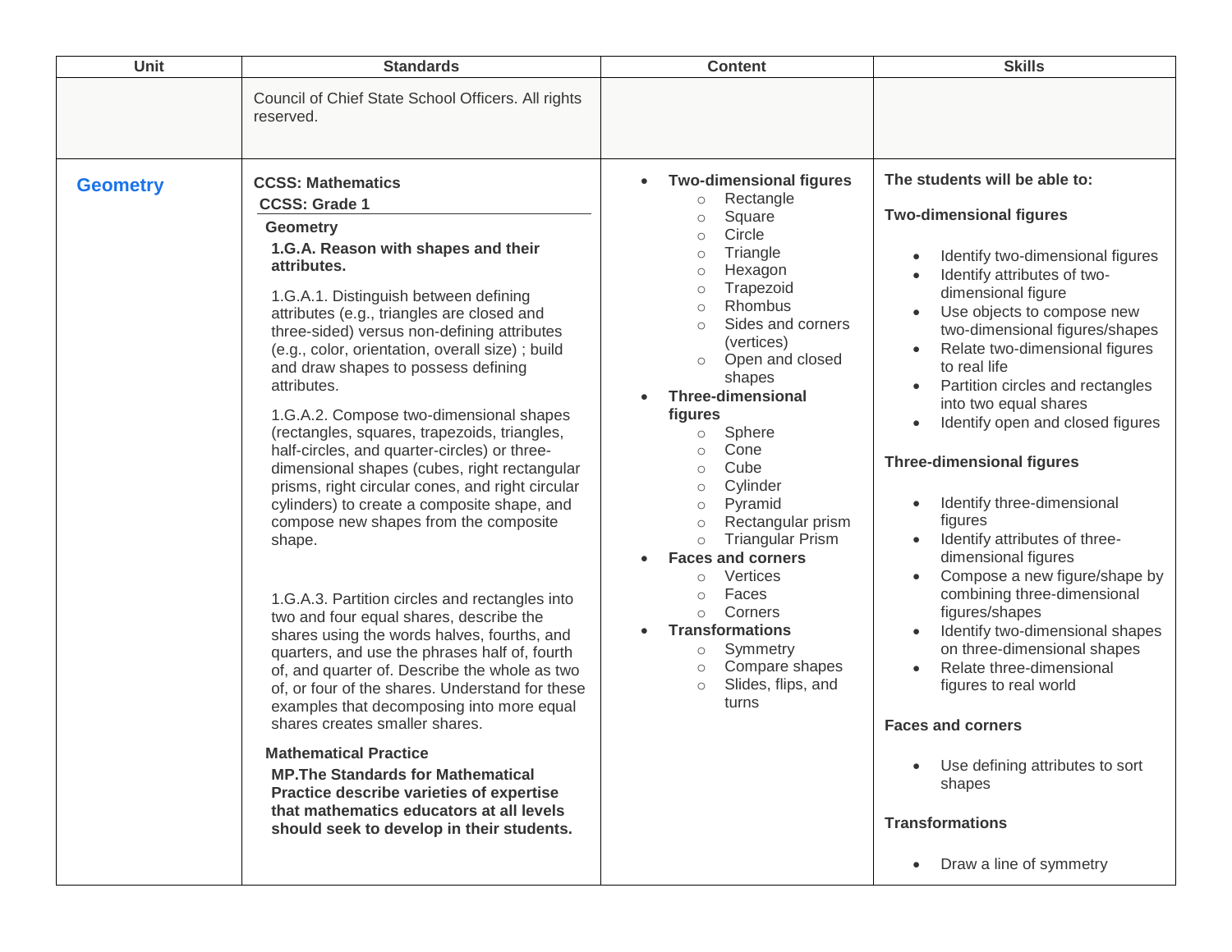| Unit | Standards | Content | Skills |
| --- | --- | --- | --- |
| | Council of Chief State School Officers. All rights reserved. | | |
| **Geometry** | **CCSS: Mathematics**<br>**CCSS: Grade 1**<br>**Geometry**<br>**1.G.A. Reason with shapes and their attributes.**<br>1.G.A.1. Distinguish between defining attributes (e.g., triangles are closed and three-sided) versus non-defining attributes (e.g., color, orientation, overall size) ; build and draw shapes to possess defining attributes.<br>1.G.A.2. Compose two-dimensional shapes (rectangles, squares, trapezoids, triangles, half-circles, and quarter-circles) or three-dimensional shapes (cubes, right rectangular prisms, right circular cones, and right circular cylinders) to create a composite shape, and compose new shapes from the composite shape.<br>1.G.A.3. Partition circles and rectangles into two and four equal shares, describe the shares using the words halves, fourths, and quarters, and use the phrases half of, fourth of, and quarter of. Describe the whole as two of, or four of the shares. Understand for these examples that decomposing into more equal shares creates smaller shares.<br>**Mathematical Practice**<br>**MP.The Standards for Mathematical Practice describe varieties of expertise that mathematics educators at all levels should seek to develop in their students.** | • **Two-dimensional figures**<br>  ○ Rectangle<br>  ○ Square<br>  ○ Circle<br>  ○ Triangle<br>  ○ Hexagon<br>  ○ Trapezoid<br>  ○ Rhombus<br>  ○ Sides and corners (vertices)<br>  ○ Open and closed shapes<br>• **Three-dimensional figures**<br>  ○ Sphere<br>  ○ Cone<br>  ○ Cube<br>  ○ Cylinder<br>  ○ Pyramid<br>  ○ Rectangular prism<br>  ○ Triangular Prism<br>• **Faces and corners**<br>  ○ Vertices<br>  ○ Faces<br>  ○ Corners<br>• **Transformations**<br>  ○ Symmetry<br>  ○ Compare shapes<br>  ○ Slides, flips, and turns | **The students will be able to:**<br>**Two-dimensional figures**<br>• Identify two-dimensional figures<br>• Identify attributes of two-dimensional figure<br>• Use objects to compose new two-dimensional figures/shapes<br>• Relate two-dimensional figures to real life<br>• Partition circles and rectangles into two equal shares<br>• Identify open and closed figures<br>**Three-dimensional figures**<br>• Identify three-dimensional figures<br>• Identify attributes of three-dimensional figures<br>• Compose a new figure/shape by combining three-dimensional figures/shapes<br>• Identify two-dimensional shapes on three-dimensional shapes<br>• Relate three-dimensional figures to real world<br>**Faces and corners**<br>• Use defining attributes to sort shapes<br>**Transformations**<br>• Draw a line of symmetry |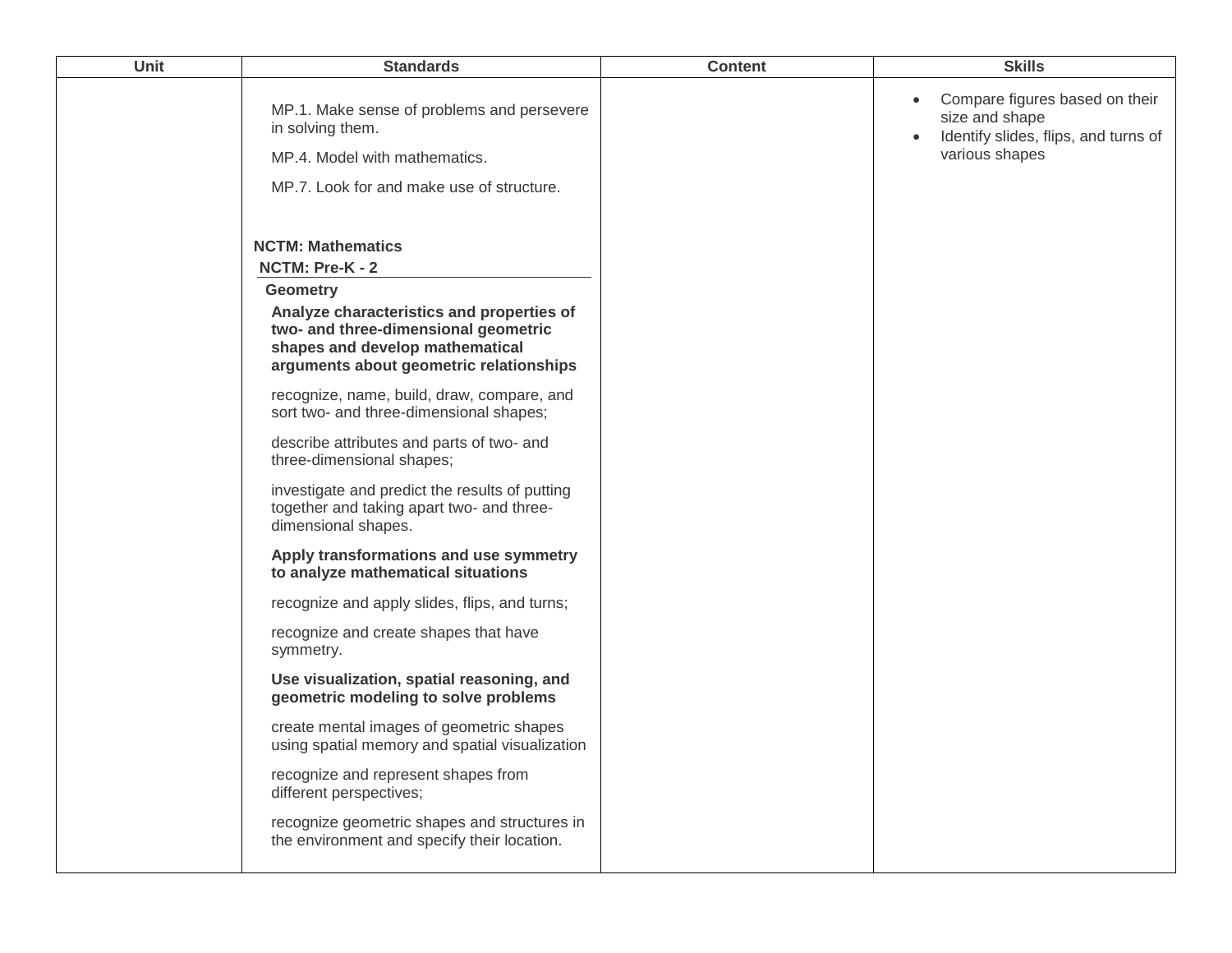| Unit | Standards | Content | Skills |
| --- | --- | --- | --- |
| | MP.1. Make sense of problems and persevere in solving them.<br><br>MP.4. Model with mathematics.<br><br>MP.7. Look for and make use of structure.<br><br>**NCTM: Mathematics**<br>**NCTM: Pre-K - 2**<br>**Geometry**<br>**Analyze characteristics and properties of two- and three-dimensional geometric shapes and develop mathematical arguments about geometric relationships**<br><br>recognize, name, build, draw, compare, and sort two- and three-dimensional shapes;<br><br>describe attributes and parts of two- and three-dimensional shapes;<br><br>investigate and predict the results of putting together and taking apart two- and three-dimensional shapes.<br><br>**Apply transformations and use symmetry to analyze mathematical situations**<br><br>recognize and apply slides, flips, and turns;<br><br>recognize and create shapes that have symmetry.<br><br>**Use visualization, spatial reasoning, and geometric modeling to solve problems**<br><br>create mental images of geometric shapes using spatial memory and spatial visualization<br><br>recognize and represent shapes from different perspectives;<br><br>recognize geometric shapes and structures in the environment and specify their location. | | • Compare figures based on their size and shape<br>• Identify slides, flips, and turns of various shapes |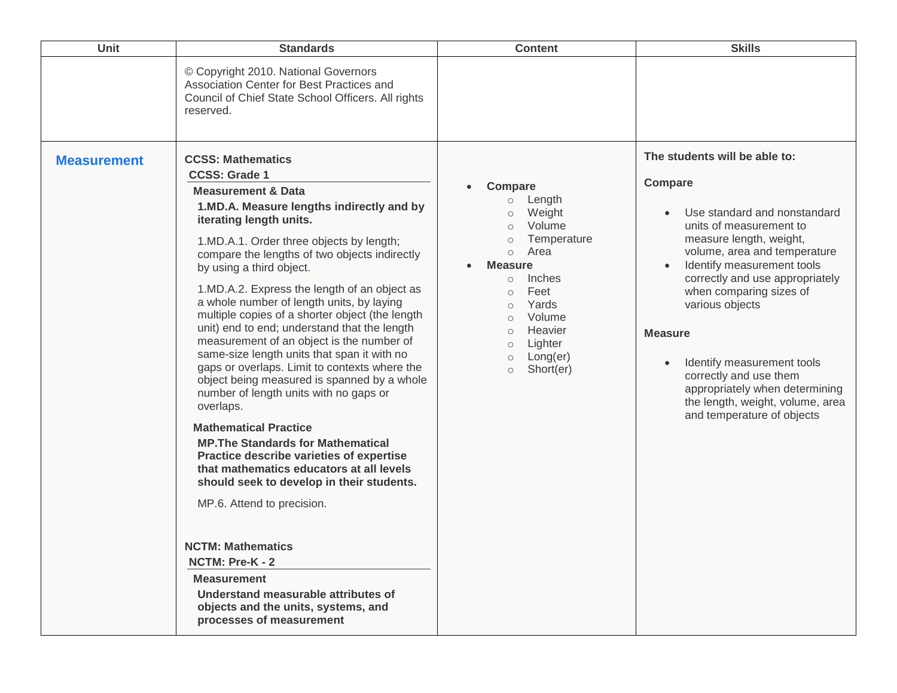| Unit | Standards | Content | Skills |
|---|---|---|---|
| | © Copyright 2010. National Governors Association Center for Best Practices and Council of Chief State School Officers. All rights reserved. | | |
| **Measurement** | **CCSS: Mathematics**<br>**CCSS: Grade 1**<br>**Measurement & Data**<br>**1.MD.A. Measure lengths indirectly and by iterating length units.**<br>1.MD.A.1. Order three objects by length; compare the lengths of two objects indirectly by using a third object.<br>1.MD.A.2. Express the length of an object as a whole number of length units, by laying multiple copies of a shorter object (the length unit) end to end; understand that the length measurement of an object is the number of same-size length units that span it with no gaps or overlaps. Limit to contexts where the object being measured is spanned by a whole number of length units with no gaps or overlaps.<br>**Mathematical Practice**<br>**MP.The Standards for Mathematical Practice describe varieties of expertise that mathematics educators at all levels should seek to develop in their students.**<br>MP.6. Attend to precision.<br><br>**NCTM: Mathematics**<br>**NCTM: Pre-K - 2**<br>**Measurement**<br>**Understand measurable attributes of objects and the units, systems, and processes of measurement** | • **Compare**<br>○ Length<br>○ Weight<br>○ Volume<br>○ Temperature<br>○ Area<br>• **Measure**<br>○ Inches<br>○ Feet<br>○ Yards<br>○ Volume<br>○ Heavier<br>○ Lighter<br>○ Long(er)<br>○ Short(er) | **The students will be able to:**<br>**Compare**<br>• Use standard and nonstandard units of measurement to measure length, weight, volume, area and temperature<br>• Identify measurement tools correctly and use appropriately when comparing sizes of various objects<br>**Measure**<br>• Identify measurement tools correctly and use them appropriately when determining the length, weight, volume, area and temperature of objects |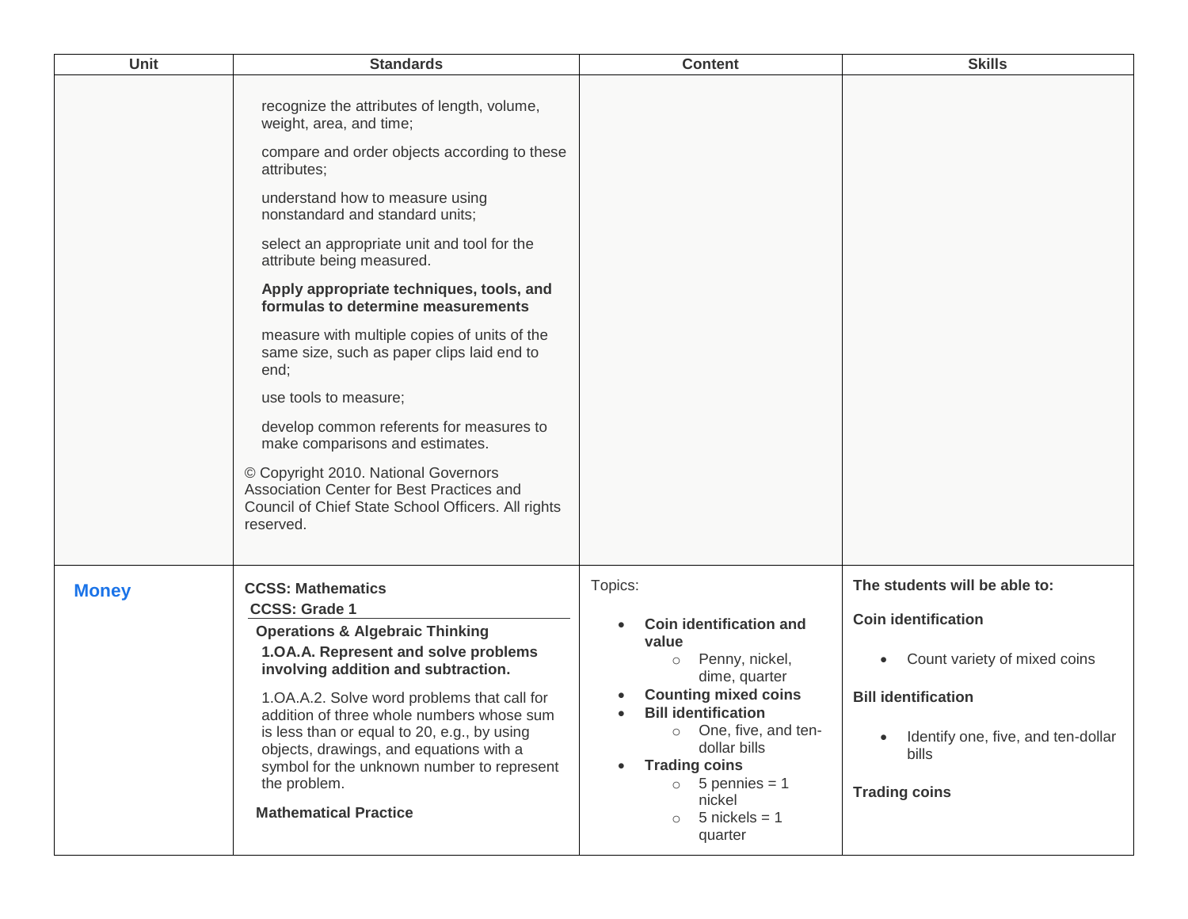| Unit | Standards | Content | Skills |
|---|---|---|---|
| | recognize the attributes of length, volume, weight, area, and time;<br><br>compare and order objects according to these attributes;<br><br>understand how to measure using nonstandard and standard units;<br><br>select an appropriate unit and tool for the attribute being measured.<br><br>**Apply appropriate techniques, tools, and formulas to determine measurements**<br><br>measure with multiple copies of units of the same size, such as paper clips laid end to end;<br><br>use tools to measure;<br><br>develop common referents for measures to make comparisons and estimates.<br><br>© Copyright 2010. National Governors Association Center for Best Practices and Council of Chief State School Officers. All rights reserved. | | |
| **Money** | **CCSS: Mathematics**<br>**CCSS: Grade 1**<br>**Operations & Algebraic Thinking**<br>**1.OA.A. Represent and solve problems involving addition and subtraction.**<br><br>1.OA.A.2. Solve word problems that call for addition of three whole numbers whose sum is less than or equal to 20, e.g., by using objects, drawings, and equations with a symbol for the unknown number to represent the problem.<br><br>**Mathematical Practice** | Topics:<br><br>• **Coin identification and value**<br>  ○ Penny, nickel, dime, quarter<br>• **Counting mixed coins**<br>• **Bill identification**<br>  ○ One, five, and ten-dollar bills<br>• **Trading coins**<br>  ○ 5 pennies = 1 nickel<br>  ○ 5 nickels = 1 quarter | **The students will be able to:**<br><br>**Coin identification**<br><br>• Count variety of mixed coins<br><br>**Bill identification**<br><br>• Identify one, five, and ten-dollar bills<br><br>**Trading coins** |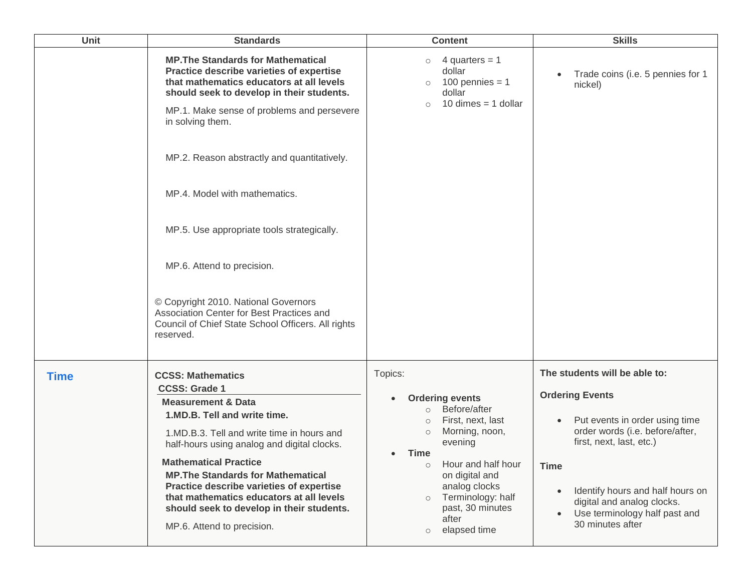| Unit | Standards | Content | Skills |
|---|---|---|---|
| | **MP.The Standards for Mathematical Practice describe varieties of expertise that mathematics educators at all levels should seek to develop in their students.**<br><br>MP.1. Make sense of problems and persevere in solving them.<br><br>MP.2. Reason abstractly and quantitatively.<br><br>MP.4. Model with mathematics.<br><br>MP.5. Use appropriate tools strategically.<br><br>MP.6. Attend to precision.<br><br>© Copyright 2010. National Governors Association Center for Best Practices and Council of Chief State School Officers. All rights reserved. | ○ 4 quarters = 1 dollar<br>○ 100 pennies = 1 dollar<br>○ 10 dimes = 1 dollar | • Trade coins (i.e. 5 pennies for 1 nickel) |
| **Time** | **CCSS: Mathematics**<br>**CCSS: Grade 1**<br>**Measurement & Data**<br>**1.MD.B. Tell and write time.**<br><br>1.MD.B.3. Tell and write time in hours and half-hours using analog and digital clocks.<br><br>**Mathematical Practice**<br>**MP.The Standards for Mathematical Practice describe varieties of expertise that mathematics educators at all levels should seek to develop in their students.**<br><br>MP.6. Attend to precision. | Topics:<br><br>• **Ordering events**<br>○ Before/after<br>○ First, next, last<br>○ Morning, noon, evening<br>• **Time**<br>○ Hour and half hour on digital and analog clocks<br>○ Terminology: half past, 30 minutes after<br>○ elapsed time | **The students will be able to:**<br><br>**Ordering Events**<br><br>• Put events in order using time order words (i.e. before/after, first, next, last, etc.)<br><br>**Time**<br><br>• Identify hours and half hours on digital and analog clocks.<br>• Use terminology half past and 30 minutes after |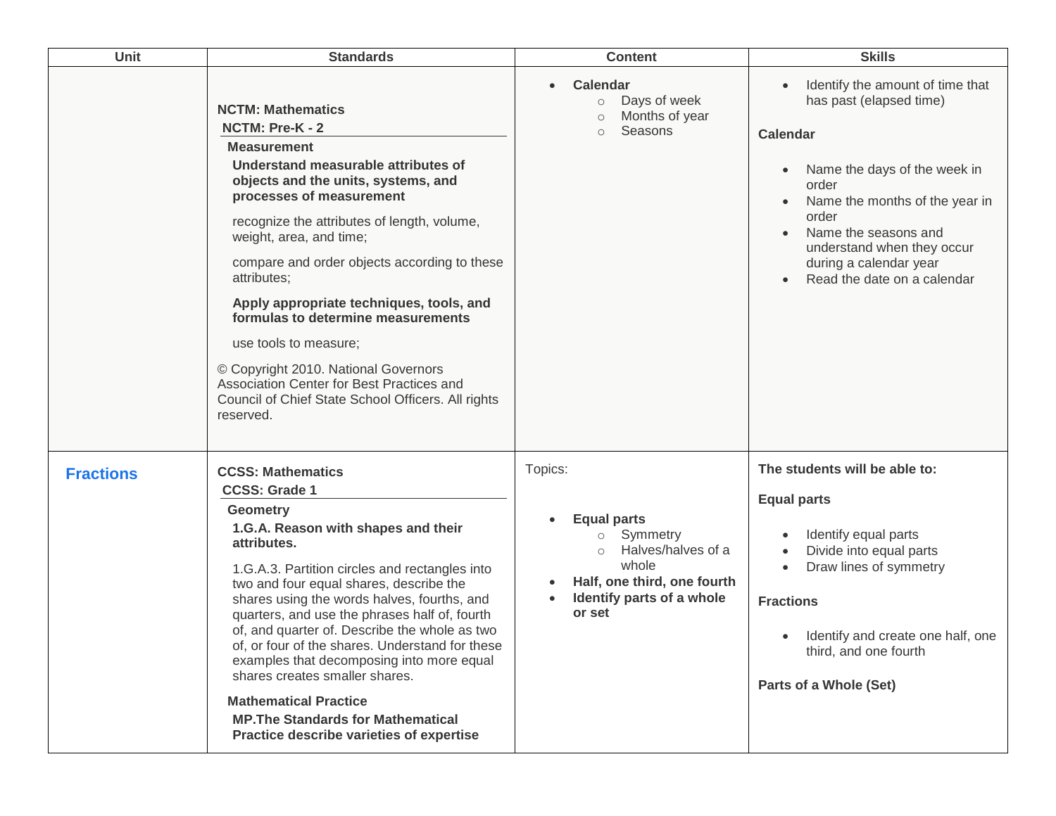| Unit | Standards | Content | Skills |
|---|---|---|---|
| | **NCTM: Mathematics**<br>**NCTM: Pre-K - 2**<br>**Measurement**<br>**Understand measurable attributes of objects and the units, systems, and processes of measurement**<br>recognize the attributes of length, volume, weight, area, and time;<br>compare and order objects according to these attributes;<br>**Apply appropriate techniques, tools, and formulas to determine measurements**<br>use tools to measure;<br>© Copyright 2010. National Governors Association Center for Best Practices and Council of Chief State School Officers. All rights reserved. | • **Calendar**<br>  ○ Days of week<br>  ○ Months of year<br>  ○ Seasons | • Identify the amount of time that has past (elapsed time)<br>**Calendar**<br>• Name the days of the week in order<br>• Name the months of the year in order<br>• Name the seasons and understand when they occur during a calendar year<br>• Read the date on a calendar |
| **Fractions** | **CCSS: Mathematics**<br>**CCSS: Grade 1**<br>**Geometry**<br>**1.G.A. Reason with shapes and their attributes.**<br>1.G.A.3. Partition circles and rectangles into two and four equal shares, describe the shares using the words halves, fourths, and quarters, and use the phrases half of, fourth of, and quarter of. Describe the whole as two of, or four of the shares. Understand for these examples that decomposing into more equal shares creates smaller shares.<br>**Mathematical Practice**<br>**MP.The Standards for Mathematical Practice describe varieties of expertise** | Topics:<br>• **Equal parts**<br>  ○ Symmetry<br>  ○ Halves/halves of a whole<br>• **Half, one third, one fourth**<br>• **Identify parts of a whole or set** | **The students will be able to:**<br>**Equal parts**<br>• Identify equal parts<br>• Divide into equal parts<br>• Draw lines of symmetry<br>**Fractions**<br>• Identify and create one half, one third, and one fourth<br>**Parts of a Whole (Set)** |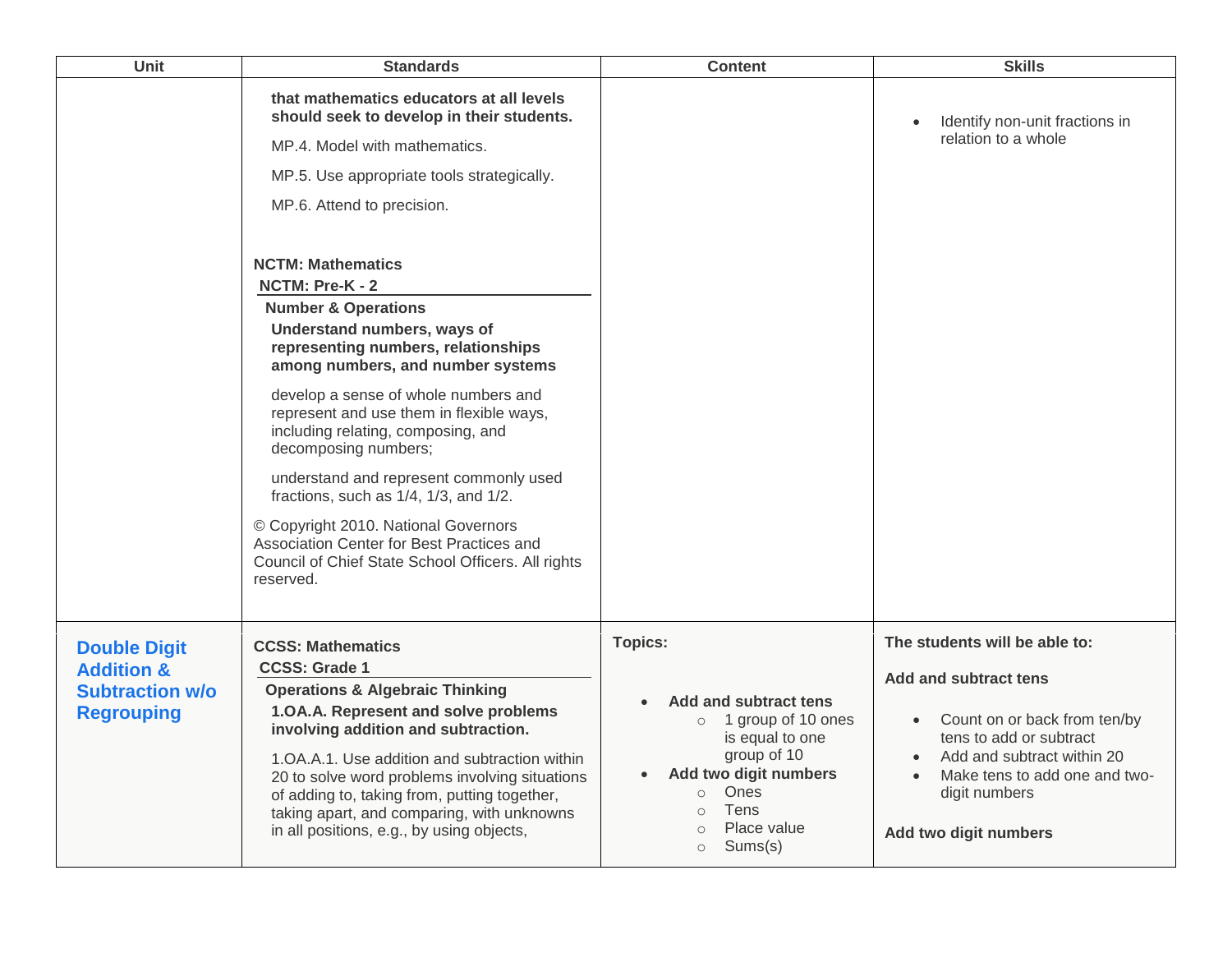| Unit | Standards | Content | Skills |
|---|---|---|---|
| | **that mathematics educators at all levels should seek to develop in their students.**<br><br>MP.4. Model with mathematics.<br><br>MP.5. Use appropriate tools strategically.<br><br>MP.6. Attend to precision.<br><br>**NCTM: Mathematics**<br>**NCTM: Pre-K - 2**<br>**Number & Operations**<br>**Understand numbers, ways of representing numbers, relationships among numbers, and number systems**<br><br>develop a sense of whole numbers and represent and use them in flexible ways, including relating, composing, and decomposing numbers;<br><br>understand and represent commonly used fractions, such as 1/4, 1/3, and 1/2.<br><br>© Copyright 2010. National Governors Association Center for Best Practices and Council of Chief State School Officers. All rights reserved. | | • Identify non-unit fractions in relation to a whole |
| **Double Digit Addition & Subtraction w/o Regrouping** | **CCSS: Mathematics**<br>**CCSS: Grade 1**<br>**Operations & Algebraic Thinking**<br>**1.OA.A. Represent and solve problems involving addition and subtraction.**<br><br>1.OA.A.1. Use addition and subtraction within 20 to solve word problems involving situations of adding to, taking from, putting together, taking apart, and comparing, with unknowns in all positions, e.g., by using objects, | **Topics:**<br><br>• **Add and subtract tens**<br>  ○ 1 group of 10 ones is equal to one group of 10<br>• **Add two digit numbers**<br>  ○ Ones<br>  ○ Tens<br>  ○ Place value<br>  ○ Sums(s) | **The students will be able to:**<br><br>**Add and subtract tens**<br><br>• Count on or back from ten/by tens to add or subtract<br>• Add and subtract within 20<br>• Make tens to add one and two-digit numbers<br><br>**Add two digit numbers** |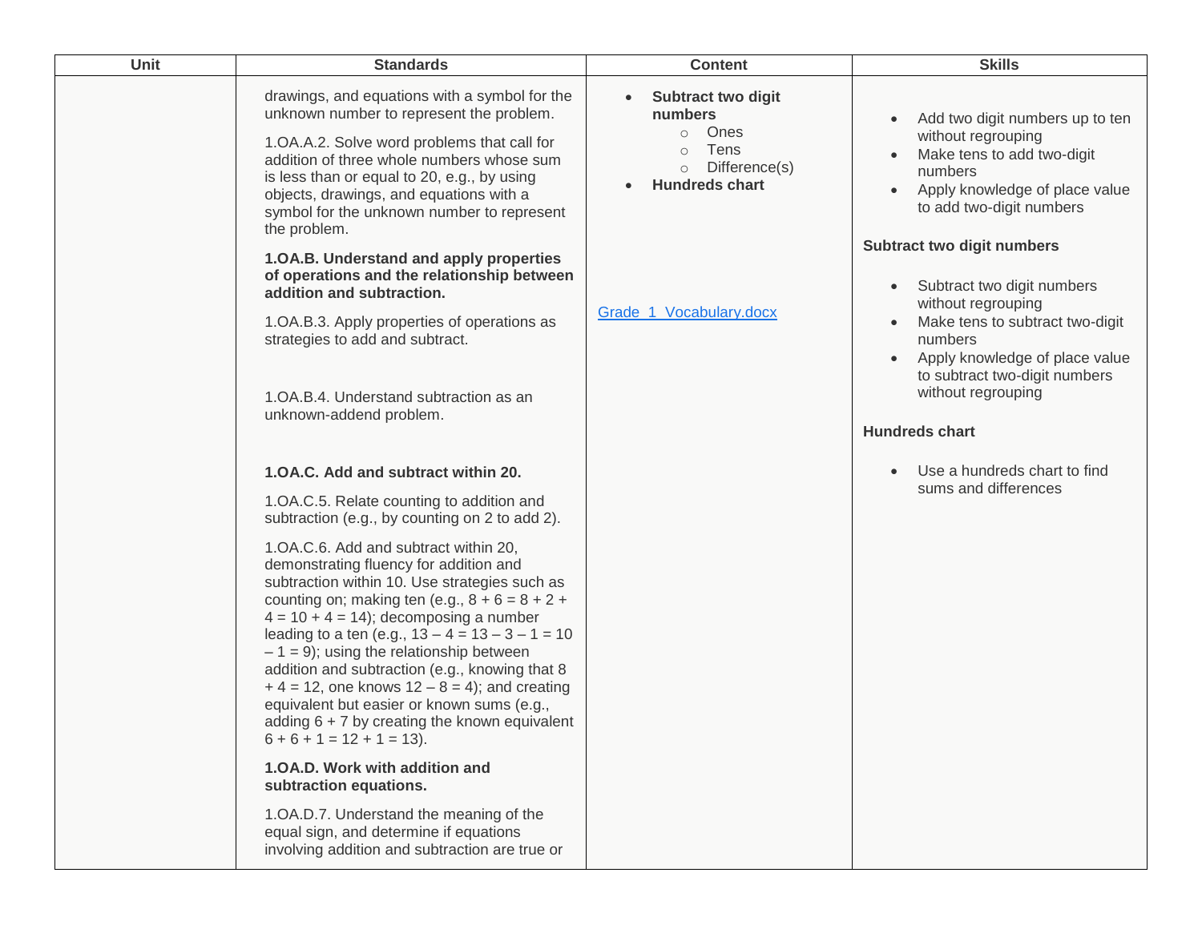| Unit | Standards | Content | Skills |
|---|---|---|---|
| | drawings, and equations with a symbol for the unknown number to represent the problem.<br><br>1.OA.A.2. Solve word problems that call for addition of three whole numbers whose sum is less than or equal to 20, e.g., by using objects, drawings, and equations with a symbol for the unknown number to represent the problem.<br><br>**1.OA.B. Understand and apply properties of operations and the relationship between addition and subtraction.**<br><br>1.OA.B.3. Apply properties of operations as strategies to add and subtract.<br><br>1.OA.B.4. Understand subtraction as an unknown-addend problem.<br><br>**1.OA.C. Add and subtract within 20.**<br><br>1.OA.C.5. Relate counting to addition and subtraction (e.g., by counting on 2 to add 2).<br><br>1.OA.C.6. Add and subtract within 20, demonstrating fluency for addition and subtraction within 10. Use strategies such as counting on; making ten (e.g., 8 + 6 = 8 + 2 + 4 = 10 + 4 = 14); decomposing a number leading to a ten (e.g., 13 – 4 = 13 – 3 – 1 = 10 – 1 = 9); using the relationship between addition and subtraction (e.g., knowing that 8 + 4 = 12, one knows 12 – 8 = 4); and creating equivalent but easier or known sums (e.g., adding 6 + 7 by creating the known equivalent 6 + 6 + 1 = 12 + 1 = 13).<br><br>**1.OA.D. Work with addition and subtraction equations.**<br><br>1.OA.D.7. Understand the meaning of the equal sign, and determine if equations involving addition and subtraction are true or | • **Subtract two digit numbers**<br>  ○ Ones<br>  ○ Tens<br>  ○ Difference(s)<br>• **Hundreds chart**<br><br>Grade_1_Vocabulary.docx | • Add two digit numbers up to ten without regrouping<br>• Make tens to add two-digit numbers<br>• Apply knowledge of place value to add two-digit numbers<br><br>**Subtract two digit numbers**<br><br>• Subtract two digit numbers without regrouping<br>• Make tens to subtract two-digit numbers<br>• Apply knowledge of place value to subtract two-digit numbers without regrouping<br><br>**Hundreds chart**<br><br>• Use a hundreds chart to find sums and differences |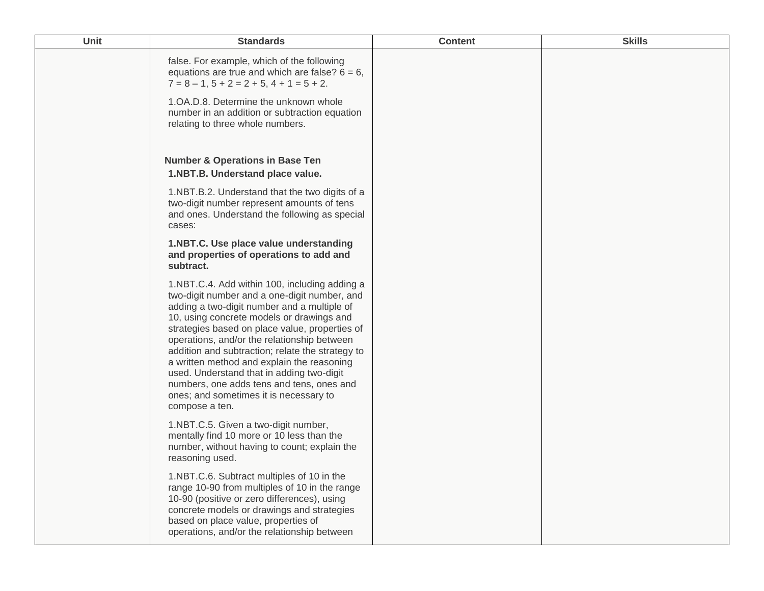| Unit | Standards | Content | Skills |
|---|---|---|---|
| | false. For example, which of the following equations are true and which are false? 6 = 6, 7 = 8 – 1, 5 + 2 = 2 + 5, 4 + 1 = 5 + 2.<br><br>1.OA.D.8. Determine the unknown whole number in an addition or subtraction equation relating to three whole numbers.<br><br>**Number & Operations in Base Ten**<br>**1.NBT.B. Understand place value.**<br><br>1.NBT.B.2. Understand that the two digits of a two-digit number represent amounts of tens and ones. Understand the following as special cases:<br><br>**1.NBT.C. Use place value understanding and properties of operations to add and subtract.**<br><br>1.NBT.C.4. Add within 100, including adding a two-digit number and a one-digit number, and adding a two-digit number and a multiple of 10, using concrete models or drawings and strategies based on place value, properties of operations, and/or the relationship between addition and subtraction; relate the strategy to a written method and explain the reasoning used. Understand that in adding two-digit numbers, one adds tens and tens, ones and ones; and sometimes it is necessary to compose a ten.<br><br>1.NBT.C.5. Given a two-digit number, mentally find 10 more or 10 less than the number, without having to count; explain the reasoning used.<br><br>1.NBT.C.6. Subtract multiples of 10 in the range 10-90 from multiples of 10 in the range 10-90 (positive or zero differences), using concrete models or drawings and strategies based on place value, properties of operations, and/or the relationship between | | |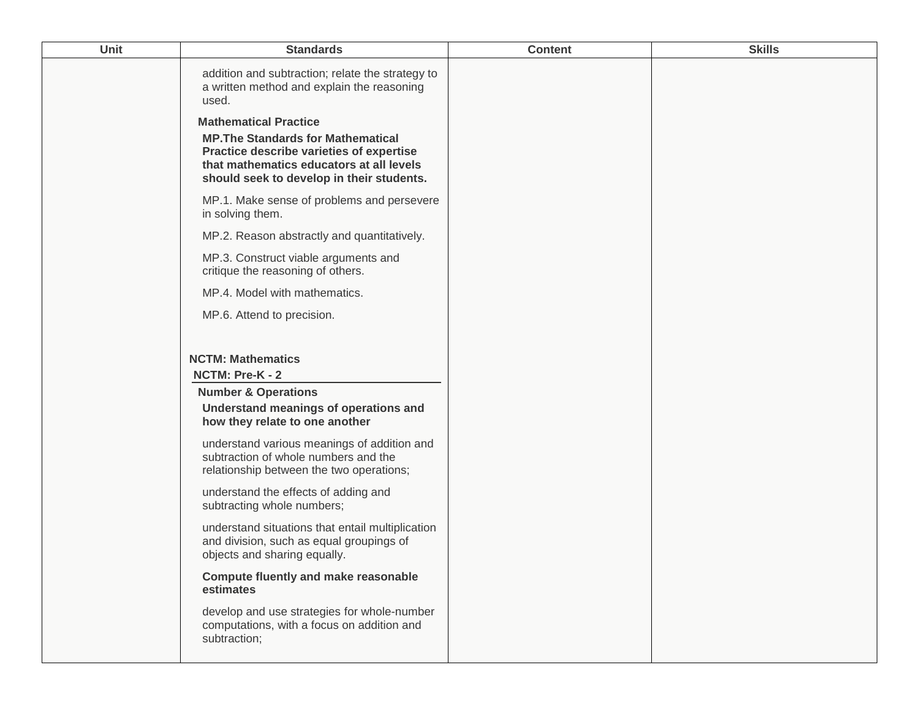| Unit | Standards | Content | Skills |
|---|---|---|---|
| | addition and subtraction; relate the strategy to a written method and explain the reasoning used.<br><br>**Mathematical Practice**<br><br>**MP.The Standards for Mathematical Practice describe varieties of expertise that mathematics educators at all levels should seek to develop in their students.**<br><br>MP.1. Make sense of problems and persevere in solving them.<br><br>MP.2. Reason abstractly and quantitatively.<br><br>MP.3. Construct viable arguments and critique the reasoning of others.<br><br>MP.4. Model with mathematics.<br><br>MP.6. Attend to precision.<br><br>**NCTM: Mathematics**<br><br>**NCTM: Pre-K - 2**<br><br>**Number & Operations**<br><br>**Understand meanings of operations and how they relate to one another**<br><br>understand various meanings of addition and subtraction of whole numbers and the relationship between the two operations;<br><br>understand the effects of adding and subtracting whole numbers;<br><br>understand situations that entail multiplication and division, such as equal groupings of objects and sharing equally.<br><br>**Compute fluently and make reasonable estimates**<br><br>develop and use strategies for whole-number computations, with a focus on addition and subtraction; | | |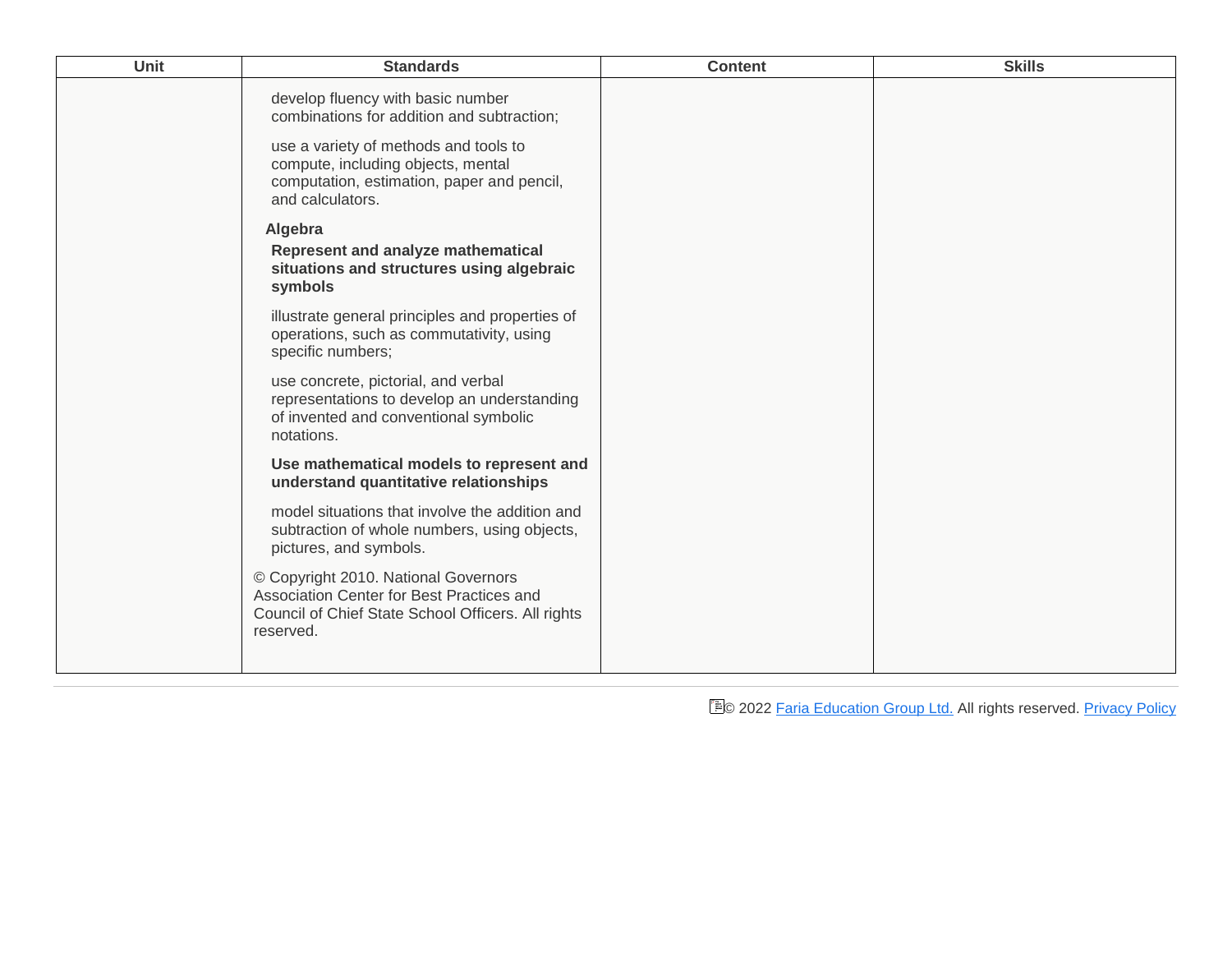| Unit | Standards | Content | Skills |
|---|---|---|---|
| | develop fluency with basic number combinations for addition and subtraction;<br><br>use a variety of methods and tools to compute, including objects, mental computation, estimation, paper and pencil, and calculators.<br><br>**Algebra**<br>**Represent and analyze mathematical situations and structures using algebraic symbols**<br><br>illustrate general principles and properties of operations, such as commutativity, using specific numbers;<br><br>use concrete, pictorial, and verbal representations to develop an understanding of invented and conventional symbolic notations.<br><br>**Use mathematical models to represent and understand quantitative relationships**<br><br>model situations that involve the addition and subtraction of whole numbers, using objects, pictures, and symbols.<br><br>© Copyright 2010. National Governors Association Center for Best Practices and Council of Chief State School Officers. All rights reserved. | | |